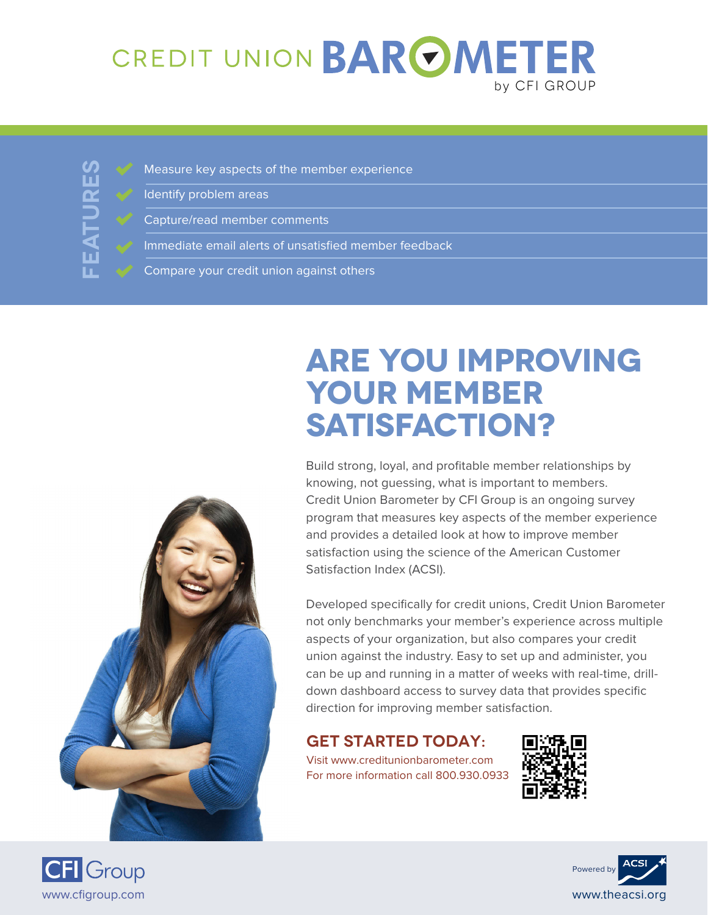# CREDIT UNION BAROMETER

by CFI GROUP

## FEATURES

- Measure key aspects of the member experience
- Identify problem areas
- Capture/read member comments
- Immediate email alerts of unsatisfied member feedback
- Compare your credit union against others

# ARE YOU IMPROVING YOUR MEMBER SATISFACTION?

Build strong, loyal, and profitable member relationships by knowing, not guessing, what is important to members. Credit Union Barometer by CFI Group is an ongoing survey program that measures key aspects of the member experience and provides a detailed look at how to improve member satisfaction using the science of the American Customer Satisfaction Index (ACSI).

Developed specifically for credit unions, Credit Union Barometer not only benchmarks your member's experience across multiple aspects of your organization, but also compares your credit union against the industry. Easy to set up and administer, you can be up and running in a matter of weeks with real-time, drill-down dashboard access to survey data that provides specific direction for improving member satisfaction.

## GET STARTED TODAY:

Visit www.creditunionbarometer.com
For more information call 800.930.0933

CFI Group
www.cfigroup.com

Powered by ACSI
www.theacsi.org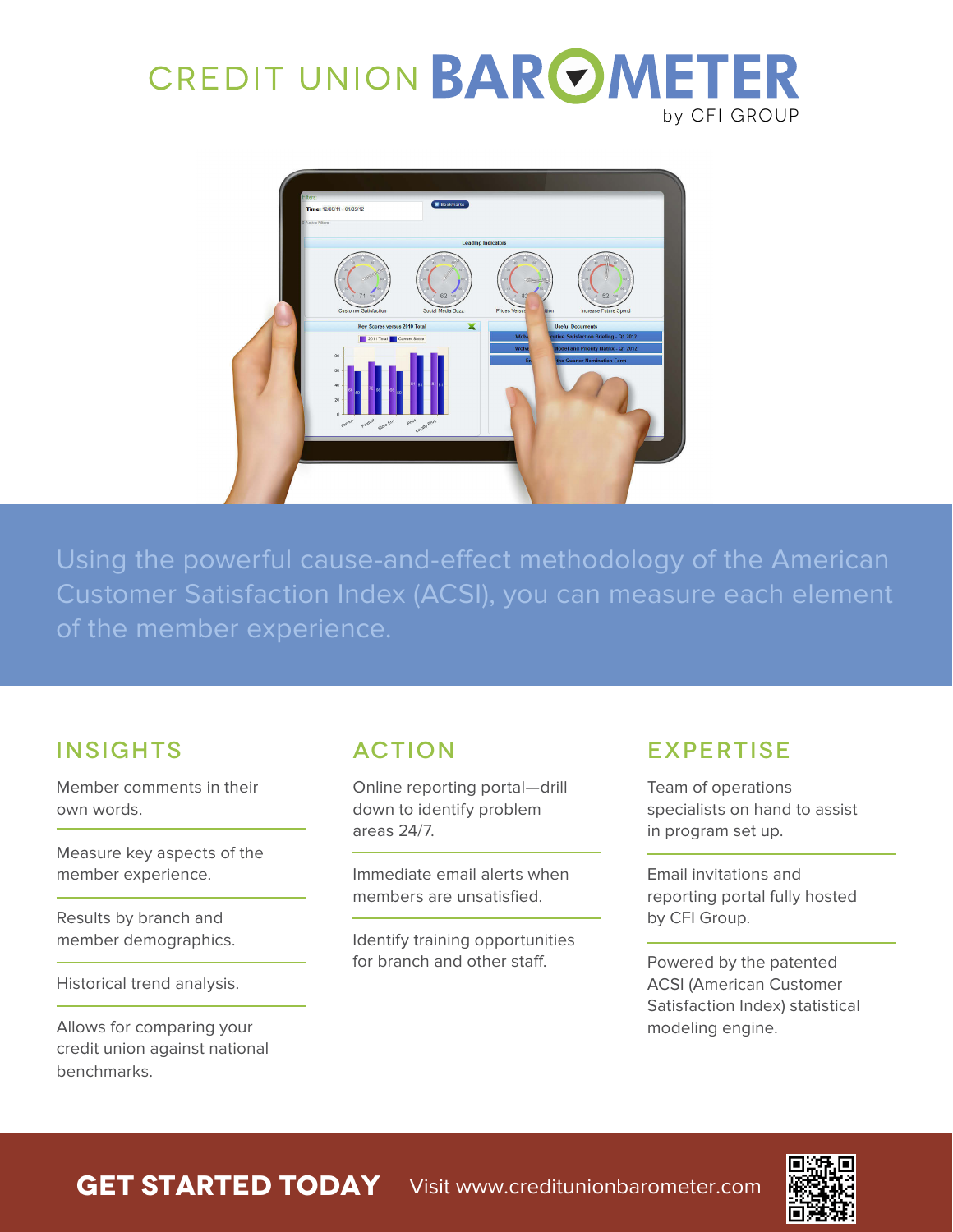# CREDIT UNION BAROMETER

by CFI GROUP

Using the powerful cause-and-effect methodology of the American Customer Satisfaction Index (ACSI), you can measure each element of the member experience.

## INSIGHTS

Member comments in their own words.

Measure key aspects of the member experience.

Results by branch and member demographics.

Historical trend analysis.

Allows for comparing your credit union against national benchmarks.

## ACTION

Online reporting portal—drill down to identify problem areas 24/7.

Immediate email alerts when members are unsatisfied.

Identify training opportunities for branch and other staff.

## EXPERTISE

Team of operations specialists on hand to assist in program set up.

Email invitations and reporting portal fully hosted by CFI Group.

Powered by the patented ACSI (American Customer Satisfaction Index) statistical modeling engine.

**GET STARTED TODAY** Visit www.creditunionbarometer.com